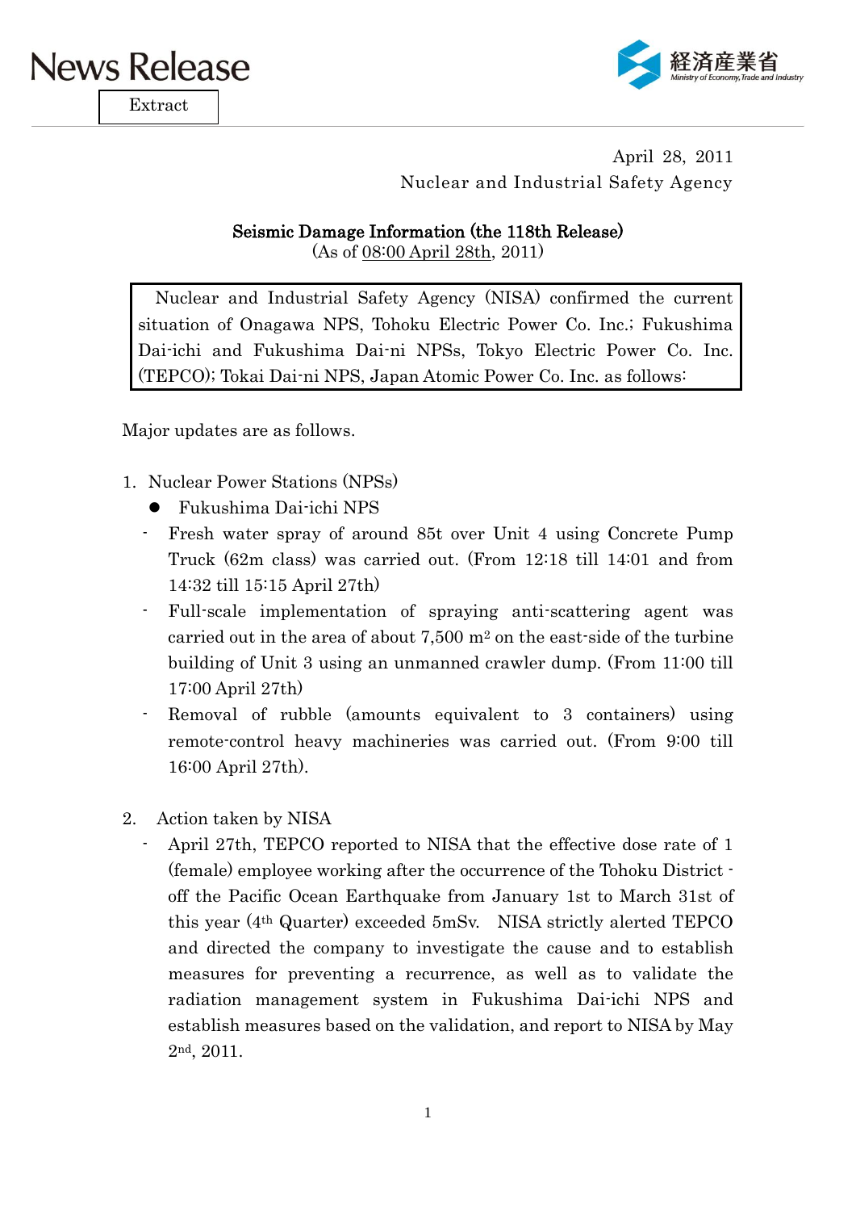# News Release

Extract

経済産業省
Ministry of Economy, Trade and Industry

April 28, 2011
Nuclear and Industrial Safety Agency

## Seismic Damage Information (the 118th Release)

(As of 08:00 April 28th, 2011)

Nuclear and Industrial Safety Agency (NISA) confirmed the current situation of Onagawa NPS, Tohoku Electric Power Co. Inc.; Fukushima Dai-ichi and Fukushima Dai-ni NPSs, Tokyo Electric Power Co. Inc. (TEPCO); Tokai Dai-ni NPS, Japan Atomic Power Co. Inc. as follows:

Major updates are as follows.

1. Nuclear Power Stations (NPSs)
   - Fukushima Dai-ichi NPS
     - Fresh water spray of around 85t over Unit 4 using Concrete Pump Truck (62m class) was carried out. (From 12:18 till 14:01 and from 14:32 till 15:15 April 27th)
     - Full-scale implementation of spraying anti-scattering agent was carried out in the area of about 7,500 $m^2$ on the east-side of the turbine building of Unit 3 using an unmanned crawler dump. (From 11:00 till 17:00 April 27th)
     - Removal of rubble (amounts equivalent to 3 containers) using remote-control heavy machineries was carried out. (From 9:00 till 16:00 April 27th).

2. Action taken by NISA
   - April 27th, TEPCO reported to NISA that the effective dose rate of 1 (female) employee working after the occurrence of the Tohoku District - off the Pacific Ocean Earthquake from January 1st to March 31st of this year (4th Quarter) exceeded 5mSv. NISA strictly alerted TEPCO and directed the company to investigate the cause and to establish measures for preventing a recurrence, as well as to validate the radiation management system in Fukushima Dai-ichi NPS and establish measures based on the validation, and report to NISA by May 2nd, 2011.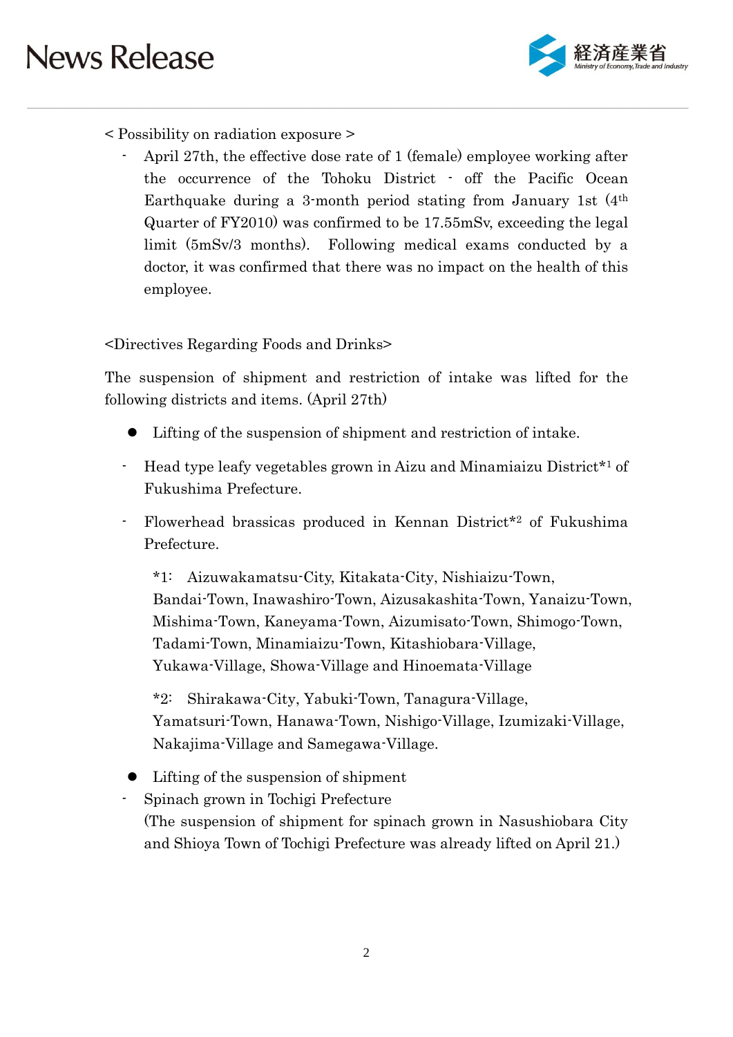< Possibility on radiation exposure >

- April 27th, the effective dose rate of 1 (female) employee working after the occurrence of the Tohoku District - off the Pacific Ocean Earthquake during a 3-month period stating from January 1st (4th Quarter of FY2010) was confirmed to be 17.55mSv, exceeding the legal limit (5mSv/3 months). Following medical exams conducted by a doctor, it was confirmed that there was no impact on the health of this employee.

<Directives Regarding Foods and Drinks>

The suspension of shipment and restriction of intake was lifted for the following districts and items. (April 27th)

- Lifting of the suspension of shipment and restriction of intake.
  - Head type leafy vegetables grown in Aizu and Minamiaizu District*1 of Fukushima Prefecture.
  - Flowerhead brassicas produced in Kennan District*2 of Fukushima Prefecture.

    *1: Aizuwakamatsu-City, Kitakata-City, Nishiaizu-Town, Bandai-Town, Inawashiro-Town, Aizusakashita-Town, Yanaizu-Town, Mishima-Town, Kaneyama-Town, Aizumisato-Town, Shimogo-Town, Tadami-Town, Minamiaizu-Town, Kitashiobara-Village, Yukawa-Village, Showa-Village and Hinoemata-Village

    *2: Shirakawa-City, Yabuki-Town, Tanagura-Village, Yamatsuri-Town, Hanawa-Town, Nishigo-Village, Izumizaki-Village, Nakajima-Village and Samegawa-Village.

- Lifting of the suspension of shipment
  - Spinach grown in Tochigi Prefecture
    (The suspension of shipment for spinach grown in Nasushiobara City and Shioya Town of Tochigi Prefecture was already lifted on April 21.)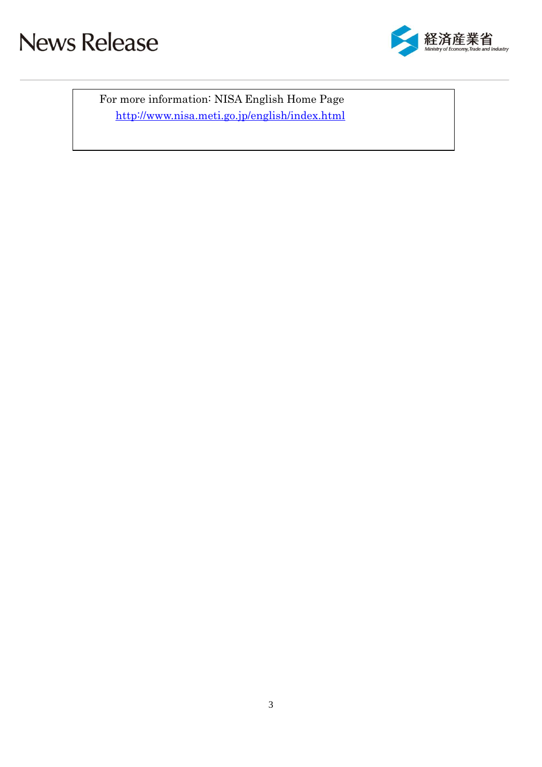For more information: NISA English Home Page
http://www.nisa.meti.go.jp/english/index.html